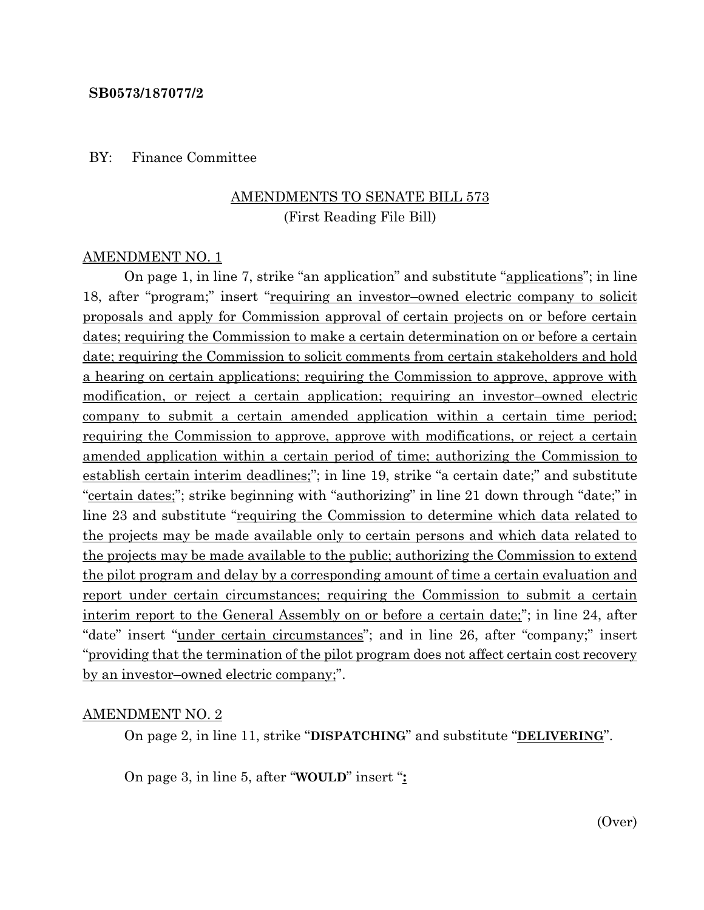**SB0573/187077/2**

BY: Finance Committee

AMENDMENTS TO SENATE BILL 573
(First Reading File Bill)

AMENDMENT NO. 1

On page 1, in line 7, strike "an application" and substitute "applications"; in line 18, after "program;" insert "requiring an investor–owned electric company to solicit proposals and apply for Commission approval of certain projects on or before certain dates; requiring the Commission to make a certain determination on or before a certain date; requiring the Commission to solicit comments from certain stakeholders and hold a hearing on certain applications; requiring the Commission to approve, approve with modification, or reject a certain application; requiring an investor–owned electric company to submit a certain amended application within a certain time period; requiring the Commission to approve, approve with modifications, or reject a certain amended application within a certain period of time; authorizing the Commission to establish certain interim deadlines;"; in line 19, strike "a certain date;" and substitute "certain dates;"; strike beginning with "authorizing" in line 21 down through "date;" in line 23 and substitute "requiring the Commission to determine which data related to the projects may be made available only to certain persons and which data related to the projects may be made available to the public; authorizing the Commission to extend the pilot program and delay by a corresponding amount of time a certain evaluation and report under certain circumstances; requiring the Commission to submit a certain interim report to the General Assembly on or before a certain date;"; in line 24, after "date" insert "under certain circumstances"; and in line 26, after "company;" insert "providing that the termination of the pilot program does not affect certain cost recovery by an investor–owned electric company;".

AMENDMENT NO. 2

On page 2, in line 11, strike "**DISPATCHING**" and substitute "**DELIVERING**".

On page 3, in line 5, after "**WOULD**" insert "**:**

(Over)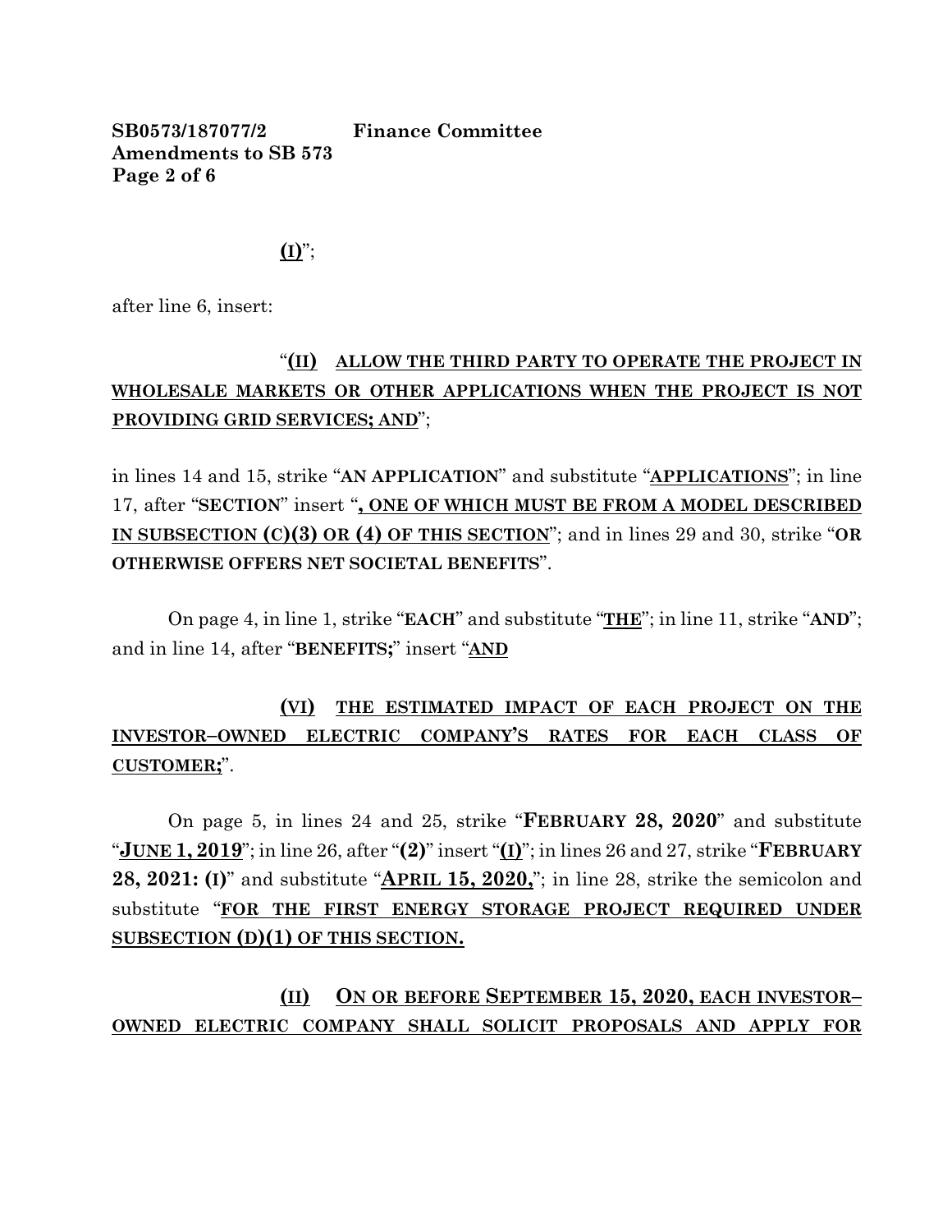**(I)**";

after line 6, insert:

"**(II)** **ALLOW THE THIRD PARTY TO OPERATE THE PROJECT IN WHOLESALE MARKETS OR OTHER APPLICATIONS WHEN THE PROJECT IS NOT PROVIDING GRID SERVICES; AND**";

in lines 14 and 15, strike "**AN APPLICATION**" and substitute "**APPLICATIONS**"; in line 17, after "**SECTION**" insert "**, ONE OF WHICH MUST BE FROM A MODEL DESCRIBED IN SUBSECTION (C)(3) OR (4) OF THIS SECTION**"; and in lines 29 and 30, strike "**OR OTHERWISE OFFERS NET SOCIETAL BENEFITS**".

On page 4, in line 1, strike "**EACH**" and substitute "**THE**"; in line 11, strike "**AND**"; and in line 14, after "**BENEFITS;**" insert "**AND**

**(VI)** **THE ESTIMATED IMPACT OF EACH PROJECT ON THE INVESTOR–OWNED ELECTRIC COMPANY'S RATES FOR EACH CLASS OF CUSTOMER;**".

On page 5, in lines 24 and 25, strike "**FEBRUARY 28, 2020**" and substitute "**JUNE 1, 2019**"; in line 26, after "**(2)**" insert "**(I)**"; in lines 26 and 27, strike "**FEBRUARY 28, 2021: (I)**" and substitute "**APRIL 15, 2020,**"; in line 28, strike the semicolon and substitute "**FOR THE FIRST ENERGY STORAGE PROJECT REQUIRED UNDER SUBSECTION (D)(1) OF THIS SECTION.**

**(II)** **ON OR BEFORE SEPTEMBER 15, 2020, EACH INVESTOR–OWNED ELECTRIC COMPANY SHALL SOLICIT PROPOSALS AND APPLY FOR**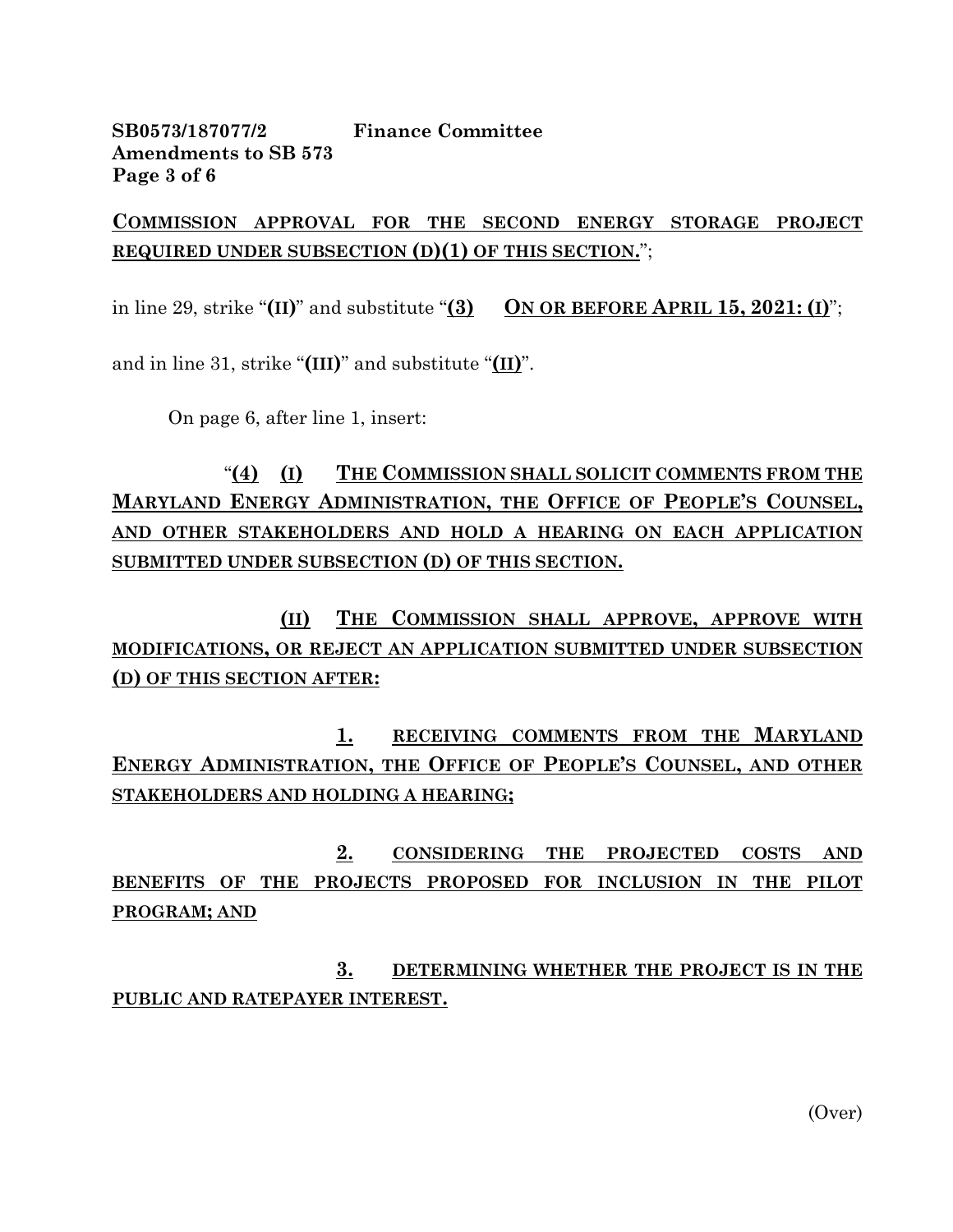COMMISSION APPROVAL FOR THE SECOND ENERGY STORAGE PROJECT REQUIRED UNDER SUBSECTION (D)(1) OF THIS SECTION.";

in line 29, strike "**(II)**" and substitute "**(3)** **ON OR BEFORE APRIL 15, 2021: (I)**";

and in line 31, strike "**(III)**" and substitute "**(II)**".

On page 6, after line 1, insert:

"**(4)** **(I)** **THE COMMISSION SHALL SOLICIT COMMENTS FROM THE MARYLAND ENERGY ADMINISTRATION, THE OFFICE OF PEOPLE'S COUNSEL, AND OTHER STAKEHOLDERS AND HOLD A HEARING ON EACH APPLICATION SUBMITTED UNDER SUBSECTION (D) OF THIS SECTION.**

**(II)** **THE COMMISSION SHALL APPROVE, APPROVE WITH MODIFICATIONS, OR REJECT AN APPLICATION SUBMITTED UNDER SUBSECTION (D) OF THIS SECTION AFTER:**

**1.** **RECEIVING COMMENTS FROM THE MARYLAND ENERGY ADMINISTRATION, THE OFFICE OF PEOPLE'S COUNSEL, AND OTHER STAKEHOLDERS AND HOLDING A HEARING;**

**2.** **CONSIDERING THE PROJECTED COSTS AND BENEFITS OF THE PROJECTS PROPOSED FOR INCLUSION IN THE PILOT PROGRAM; AND**

**3.** **DETERMINING WHETHER THE PROJECT IS IN THE PUBLIC AND RATEPAYER INTEREST.**

(Over)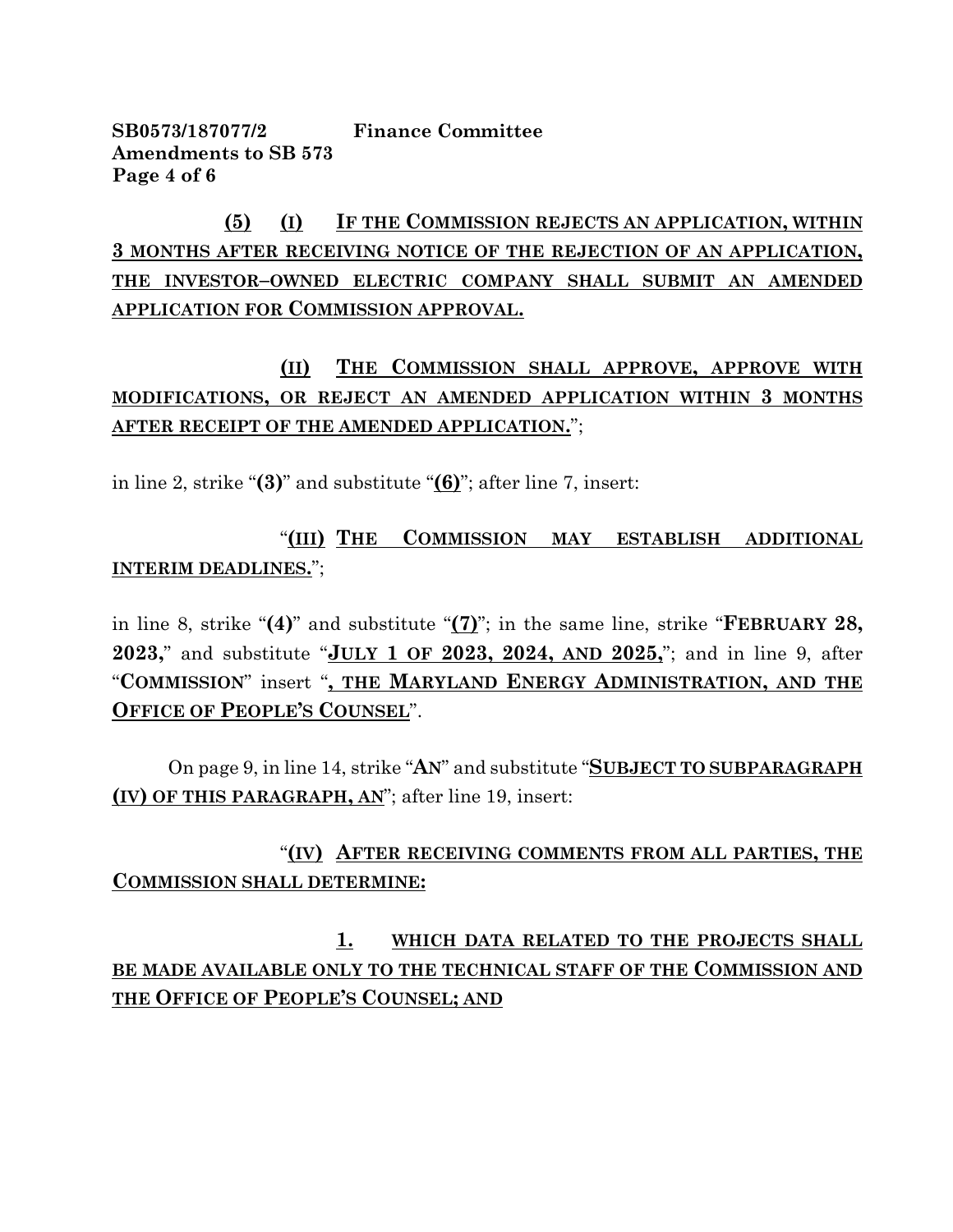**(5) (I) IF THE COMMISSION REJECTS AN APPLICATION, WITHIN 3 MONTHS AFTER RECEIVING NOTICE OF THE REJECTION OF AN APPLICATION, THE INVESTOR–OWNED ELECTRIC COMPANY SHALL SUBMIT AN AMENDED APPLICATION FOR COMMISSION APPROVAL.**

**(II) THE COMMISSION SHALL APPROVE, APPROVE WITH MODIFICATIONS, OR REJECT AN AMENDED APPLICATION WITHIN 3 MONTHS AFTER RECEIPT OF THE AMENDED APPLICATION.**";

in line 2, strike "**(3)**" and substitute "**(6)**"; after line 7, insert:

"**(III) THE COMMISSION MAY ESTABLISH ADDITIONAL INTERIM DEADLINES.**";

in line 8, strike "**(4)**" and substitute "**(7)**"; in the same line, strike "**FEBRUARY 28, 2023,**" and substitute "**JULY 1 OF 2023, 2024, AND 2025,**"; and in line 9, after "**COMMISSION**" insert "**, THE MARYLAND ENERGY ADMINISTRATION, AND THE OFFICE OF PEOPLE'S COUNSEL**".

On page 9, in line 14, strike "**AN**" and substitute "**SUBJECT TO SUBPARAGRAPH (IV) OF THIS PARAGRAPH, AN**"; after line 19, insert:

"**(IV) AFTER RECEIVING COMMENTS FROM ALL PARTIES, THE COMMISSION SHALL DETERMINE:**

**1. WHICH DATA RELATED TO THE PROJECTS SHALL BE MADE AVAILABLE ONLY TO THE TECHNICAL STAFF OF THE COMMISSION AND THE OFFICE OF PEOPLE'S COUNSEL; AND**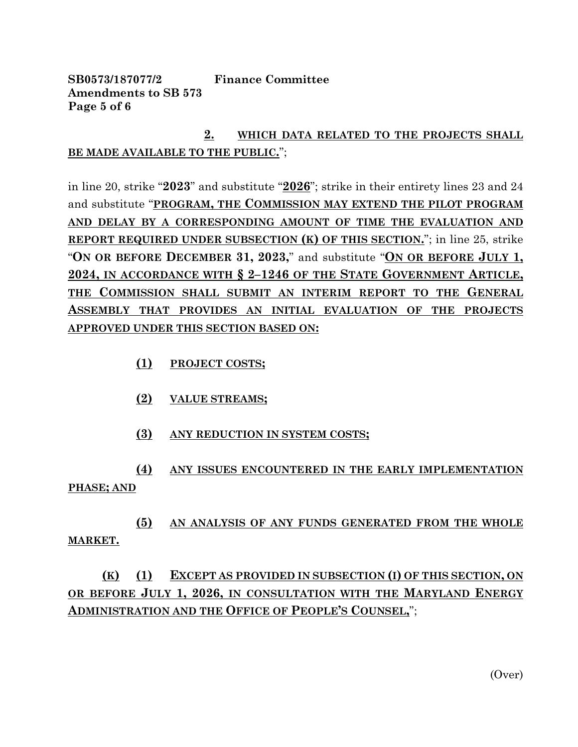**SB0573/187077/2 Finance Committee**
**Amendments to SB 573**
**Page 5 of 6**

<u>**2.**</u> <u>**WHICH DATA RELATED TO THE PROJECTS SHALL BE MADE AVAILABLE TO THE PUBLIC.**</u>";

in line 20, strike "**2023**" and substitute "<u>**2026**</u>"; strike in their entirety lines 23 and 24 and substitute "<u>**PROGRAM, THE COMMISSION MAY EXTEND THE PILOT PROGRAM AND DELAY BY A CORRESPONDING AMOUNT OF TIME THE EVALUATION AND REPORT REQUIRED UNDER SUBSECTION (K) OF THIS SECTION.**</u>"; in line 25, strike "**ON OR BEFORE DECEMBER 31, 2023,**" and substitute "<u>**ON OR BEFORE JULY 1, 2024, IN ACCORDANCE WITH § 2–1246 OF THE STATE GOVERNMENT ARTICLE, THE COMMISSION SHALL SUBMIT AN INTERIM REPORT TO THE GENERAL ASSEMBLY THAT PROVIDES AN INITIAL EVALUATION OF THE PROJECTS APPROVED UNDER THIS SECTION BASED ON:**</u>

<u>**(1)**</u> <u>**PROJECT COSTS;**</u>

<u>**(2)**</u> <u>**VALUE STREAMS;**</u>

<u>**(3)**</u> <u>**ANY REDUCTION IN SYSTEM COSTS;**</u>

<u>**(4)**</u> <u>**ANY ISSUES ENCOUNTERED IN THE EARLY IMPLEMENTATION PHASE; AND**</u>

<u>**(5)**</u> <u>**AN ANALYSIS OF ANY FUNDS GENERATED FROM THE WHOLE MARKET.**</u>

<u>**(K)**</u> <u>**(1)**</u> <u>**EXCEPT AS PROVIDED IN SUBSECTION (I) OF THIS SECTION, ON OR BEFORE JULY 1, 2026, IN CONSULTATION WITH THE MARYLAND ENERGY ADMINISTRATION AND THE OFFICE OF PEOPLE'S COUNSEL,**</u>";

(Over)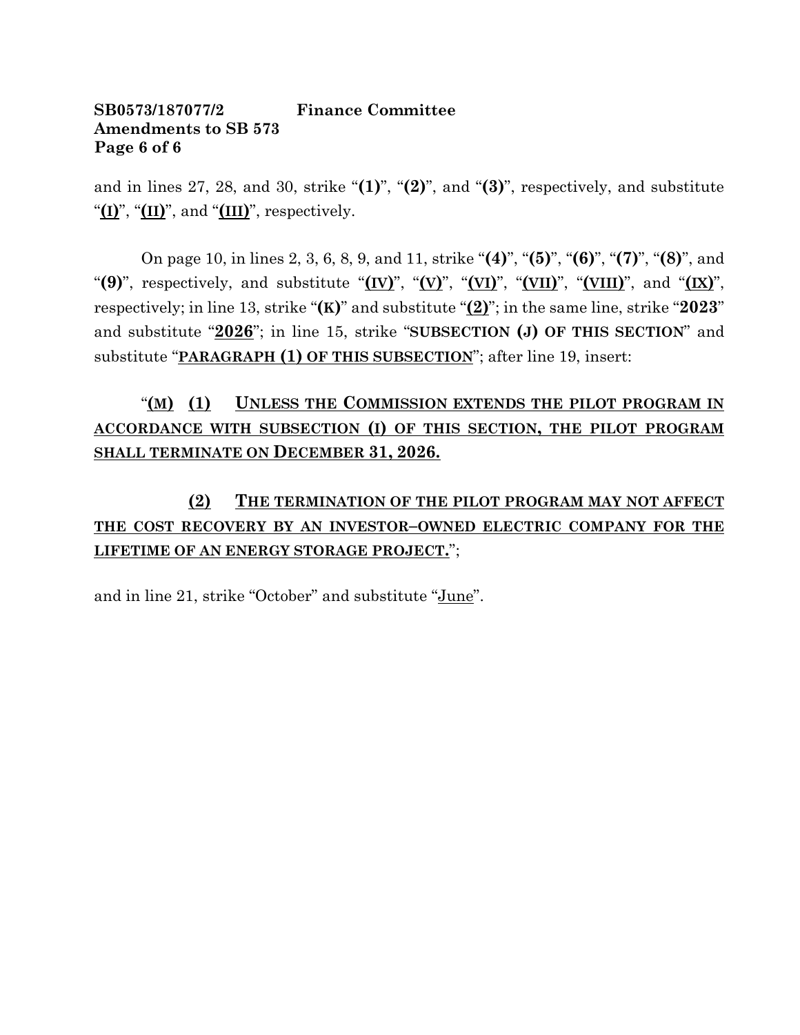and in lines 27, 28, and 30, strike "**(1)**", "**(2)**", and "**(3)**", respectively, and substitute "**(I)**", "**(II)**", and "**(III)**", respectively.

On page 10, in lines 2, 3, 6, 8, 9, and 11, strike "**(4)**", "**(5)**", "**(6)**", "**(7)**", "**(8)**", and "**(9)**", respectively, and substitute "**(IV)**", "**(V)**", "**(VI)**", "**(VII)**", "**(VIII)**", and "**(IX)**", respectively; in line 13, strike "**(K)**" and substitute "**(2)**"; in the same line, strike "**2023**" and substitute "**2026**"; in line 15, strike "**SUBSECTION (J) OF THIS SECTION**" and substitute "**PARAGRAPH (1) OF THIS SUBSECTION**"; after line 19, insert:

"**(M) (1) UNLESS THE COMMISSION EXTENDS THE PILOT PROGRAM IN ACCORDANCE WITH SUBSECTION (I) OF THIS SECTION, THE PILOT PROGRAM SHALL TERMINATE ON DECEMBER 31, 2026.**

**(2) THE TERMINATION OF THE PILOT PROGRAM MAY NOT AFFECT THE COST RECOVERY BY AN INVESTOR–OWNED ELECTRIC COMPANY FOR THE LIFETIME OF AN ENERGY STORAGE PROJECT.**";

and in line 21, strike "October" and substitute "June".